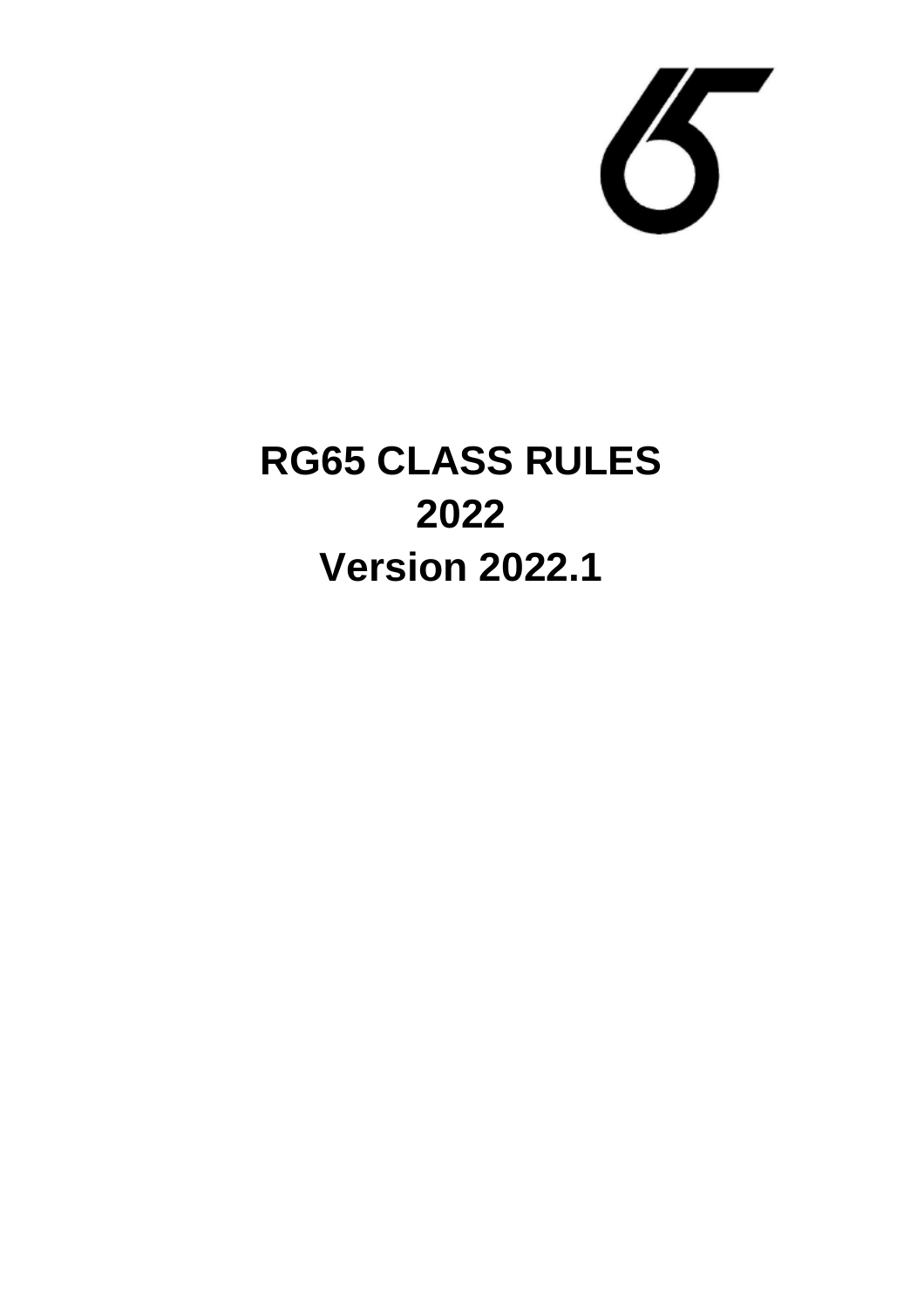# RG65 CLASS RULES

# 2022

# Version 2022.1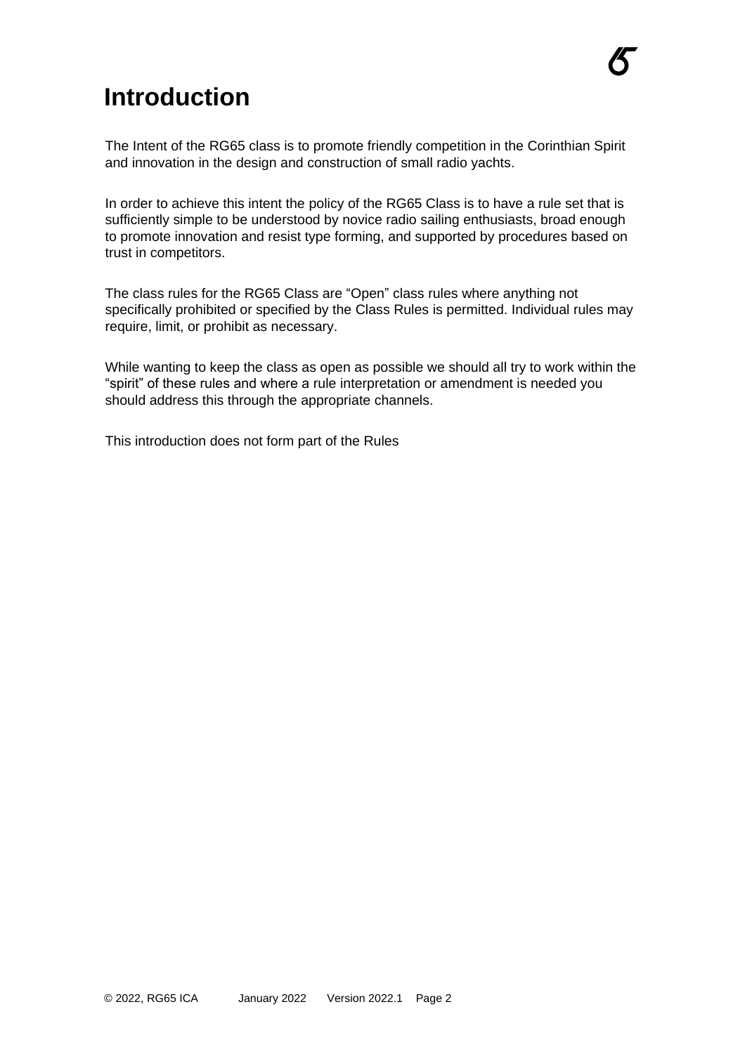# Introduction

The Intent of the RG65 class is to promote friendly competition in the Corinthian Spirit and innovation in the design and construction of small radio yachts.

In order to achieve this intent the policy of the RG65 Class is to have a rule set that is sufficiently simple to be understood by novice radio sailing enthusiasts, broad enough to promote innovation and resist type forming, and supported by procedures based on trust in competitors.

The class rules for the RG65 Class are "Open" class rules where anything not specifically prohibited or specified by the Class Rules is permitted. Individual rules may require, limit, or prohibit as necessary.

While wanting to keep the class as open as possible we should all try to work within the "spirit" of these rules and where a rule interpretation or amendment is needed you should address this through the appropriate channels.

This introduction does not form part of the Rules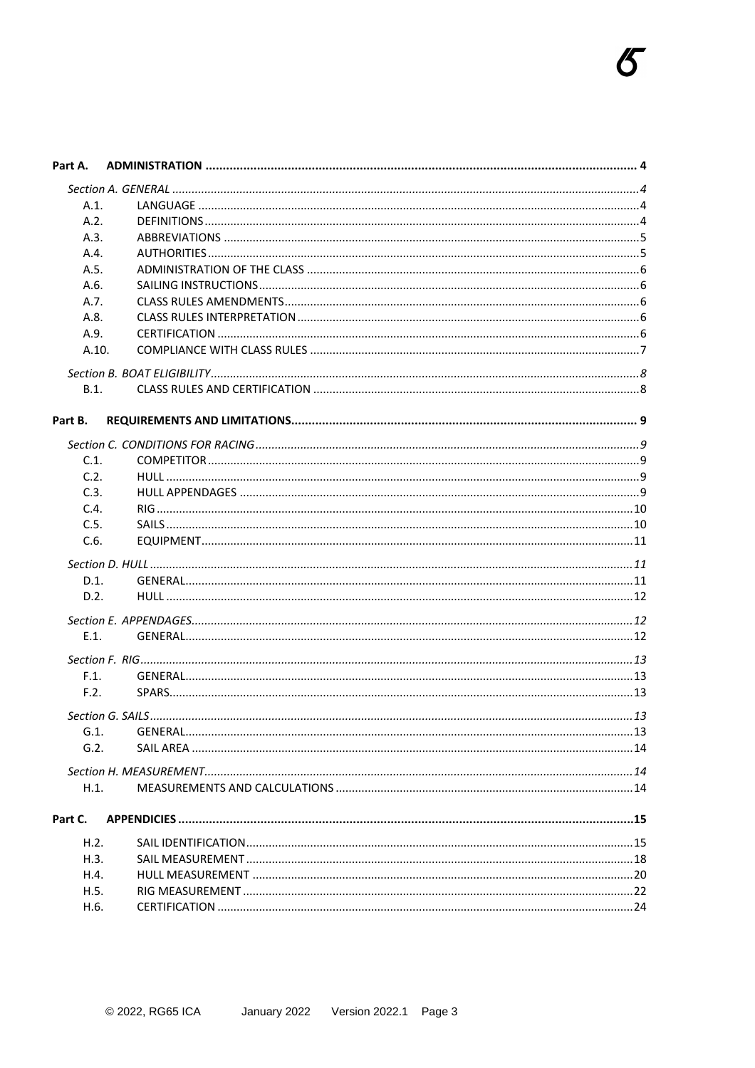**Part A. ADMINISTRATION ..... 4**

*Section A. GENERAL ..... 4*

- A.1. LANGUAGE ..... 4
- A.2. DEFINITIONS ..... 4
- A.3. ABBREVIATIONS ..... 5
- A.4. AUTHORITIES ..... 5
- A.5. ADMINISTRATION OF THE CLASS ..... 6
- A.6. SAILING INSTRUCTIONS ..... 6
- A.7. CLASS RULES AMENDMENTS ..... 6
- A.8. CLASS RULES INTERPRETATION ..... 6
- A.9. CERTIFICATION ..... 6
- A.10. COMPLIANCE WITH CLASS RULES ..... 7

*Section B. BOAT ELIGIBILITY ..... 8*

- B.1. CLASS RULES AND CERTIFICATION ..... 8

**Part B. REQUIREMENTS AND LIMITATIONS ..... 9**

*Section C. CONDITIONS FOR RACING ..... 9*

- C.1. COMPETITOR ..... 9
- C.2. HULL ..... 9
- C.3. HULL APPENDAGES ..... 9
- C.4. RIG ..... 10
- C.5. SAILS ..... 10
- C.6. EQUIPMENT ..... 11

*Section D. HULL ..... 11*

- D.1. GENERAL ..... 11
- D.2. HULL ..... 12

*Section E. APPENDAGES ..... 12*

- E.1. GENERAL ..... 12

*Section F. RIG ..... 13*

- F.1. GENERAL ..... 13
- F.2. SPARS ..... 13

*Section G. SAILS ..... 13*

- G.1. GENERAL ..... 13
- G.2. SAIL AREA ..... 14

*Section H. MEASUREMENT ..... 14*

- H.1. MEASUREMENTS AND CALCULATIONS ..... 14

**Part C. APPENDICIES ..... 15**

- H.2. SAIL IDENTIFICATION ..... 15
- H.3. SAIL MEASUREMENT ..... 18
- H.4. HULL MEASUREMENT ..... 20
- H.5. RIG MEASUREMENT ..... 22
- H.6. CERTIFICATION ..... 24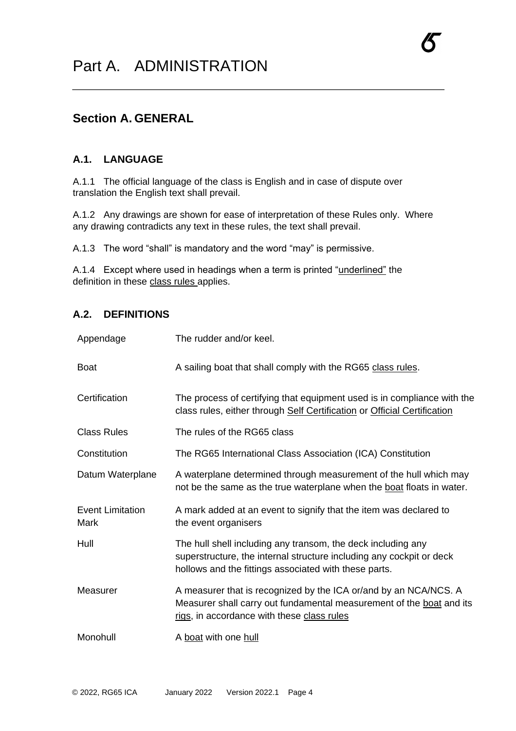# Part A. ADMINISTRATION

## Section A. GENERAL

### A.1. LANGUAGE

A.1.1 The official language of the class is English and in case of dispute over translation the English text shall prevail.

A.1.2 Any drawings are shown for ease of interpretation of these Rules only. Where any drawing contradicts any text in these rules, the text shall prevail.

A.1.3 The word "shall" is mandatory and the word "may" is permissive.

A.1.4 Except where used in headings when a term is printed "underlined" the definition in these class rules applies.

### A.2. DEFINITIONS

| | |
|---|---|
| Appendage | The rudder and/or keel. |
| Boat | A sailing boat that shall comply with the RG65 class rules. |
| Certification | The process of certifying that equipment used is in compliance with the class rules, either through Self Certification or Official Certification |
| Class Rules | The rules of the RG65 class |
| Constitution | The RG65 International Class Association (ICA) Constitution |
| Datum Waterplane | A waterplane determined through measurement of the hull which may not be the same as the true waterplane when the boat floats in water. |
| Event Limitation Mark | A mark added at an event to signify that the item was declared to the event organisers |
| Hull | The hull shell including any transom, the deck including any superstructure, the internal structure including any cockpit or deck hollows and the fittings associated with these parts. |
| Measurer | A measurer that is recognized by the ICA or/and by an NCA/NCS. A Measurer shall carry out fundamental measurement of the boat and its rigs, in accordance with these class rules |
| Monohull | A boat with one hull |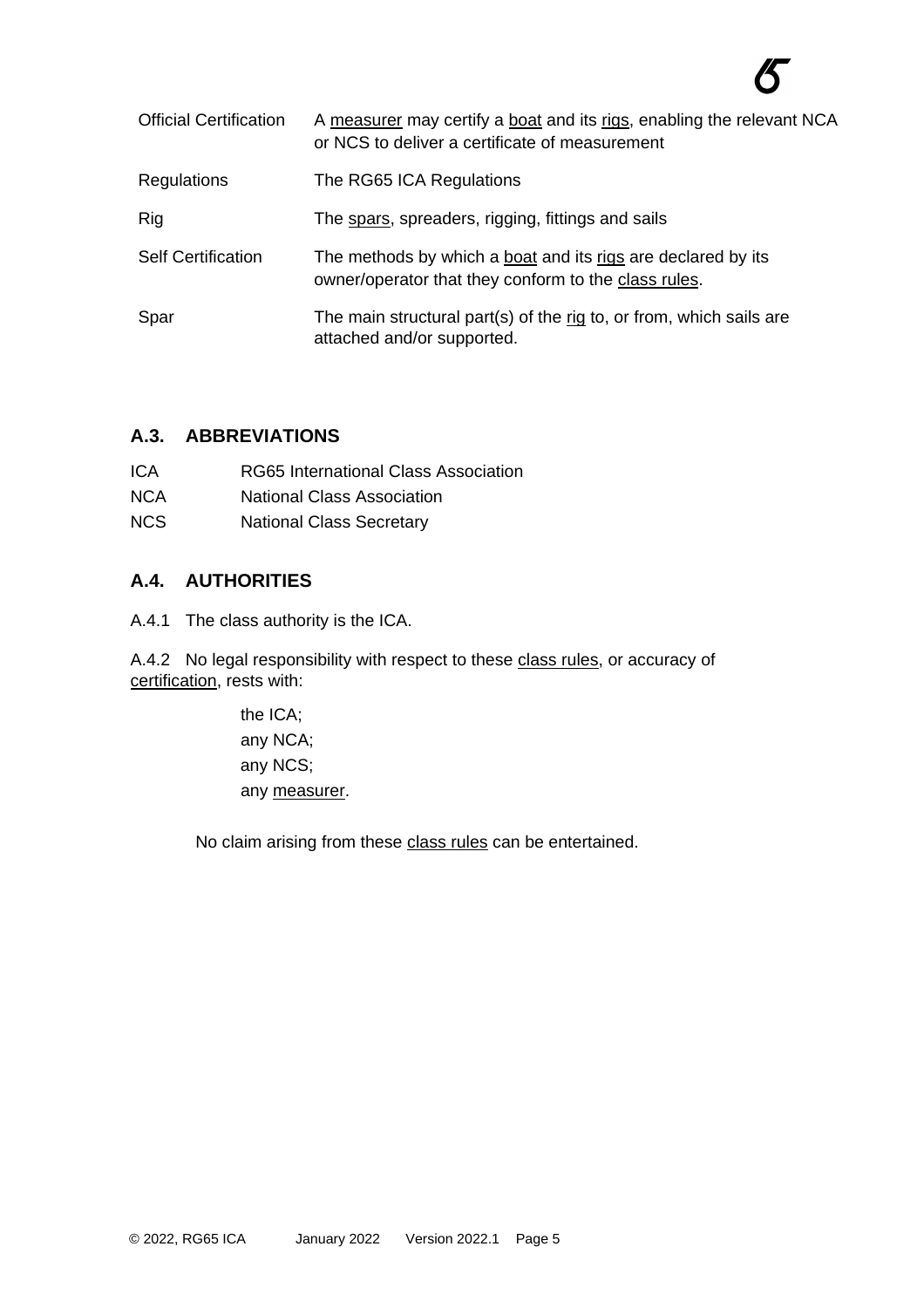| | |
|---|---|
| Official Certification | A measurer may certify a boat and its rigs, enabling the relevant NCA or NCS to deliver a certificate of measurement |
| Regulations | The RG65 ICA Regulations |
| Rig | The spars, spreaders, rigging, fittings and sails |
| Self Certification | The methods by which a boat and its rigs are declared by its owner/operator that they conform to the class rules. |
| Spar | The main structural part(s) of the rig to, or from, which sails are attached and/or supported. |

## A.3. ABBREVIATIONS

| | |
|---|---|
| ICA | RG65 International Class Association |
| NCA | National Class Association |
| NCS | National Class Secretary |

## A.4. AUTHORITIES

A.4.1 The class authority is the ICA.

A.4.2 No legal responsibility with respect to these class rules, or accuracy of certification, rests with:

the ICA;
any NCA;
any NCS;
any measurer.

No claim arising from these class rules can be entertained.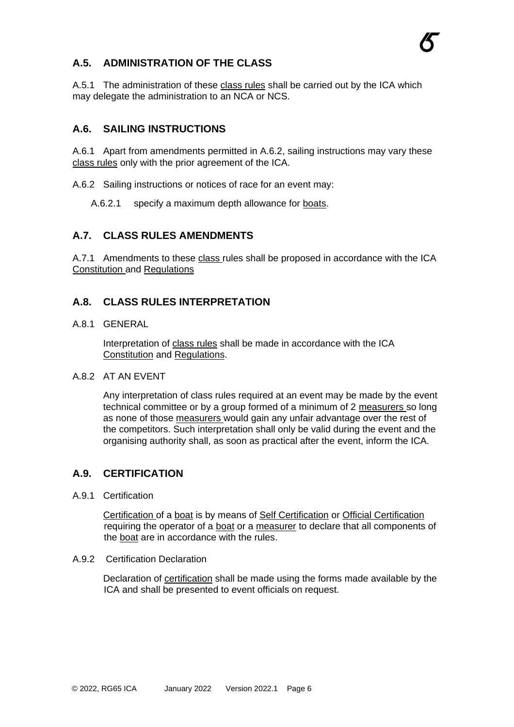## A.5. ADMINISTRATION OF THE CLASS

A.5.1 The administration of these class rules shall be carried out by the ICA which may delegate the administration to an NCA or NCS.

## A.6. SAILING INSTRUCTIONS

A.6.1 Apart from amendments permitted in A.6.2, sailing instructions may vary these class rules only with the prior agreement of the ICA.

A.6.2 Sailing instructions or notices of race for an event may:

A.6.2.1 specify a maximum depth allowance for boats.

## A.7. CLASS RULES AMENDMENTS

A.7.1 Amendments to these class rules shall be proposed in accordance with the ICA Constitution and Regulations

## A.8. CLASS RULES INTERPRETATION

A.8.1 GENERAL

Interpretation of class rules shall be made in accordance with the ICA Constitution and Regulations.

A.8.2 AT AN EVENT

Any interpretation of class rules required at an event may be made by the event technical committee or by a group formed of a minimum of 2 measurers so long as none of those measurers would gain any unfair advantage over the rest of the competitors. Such interpretation shall only be valid during the event and the organising authority shall, as soon as practical after the event, inform the ICA.

## A.9. CERTIFICATION

A.9.1 Certification

Certification of a boat is by means of Self Certification or Official Certification requiring the operator of a boat or a measurer to declare that all components of the boat are in accordance with the rules.

A.9.2 Certification Declaration

Declaration of certification shall be made using the forms made available by the ICA and shall be presented to event officials on request.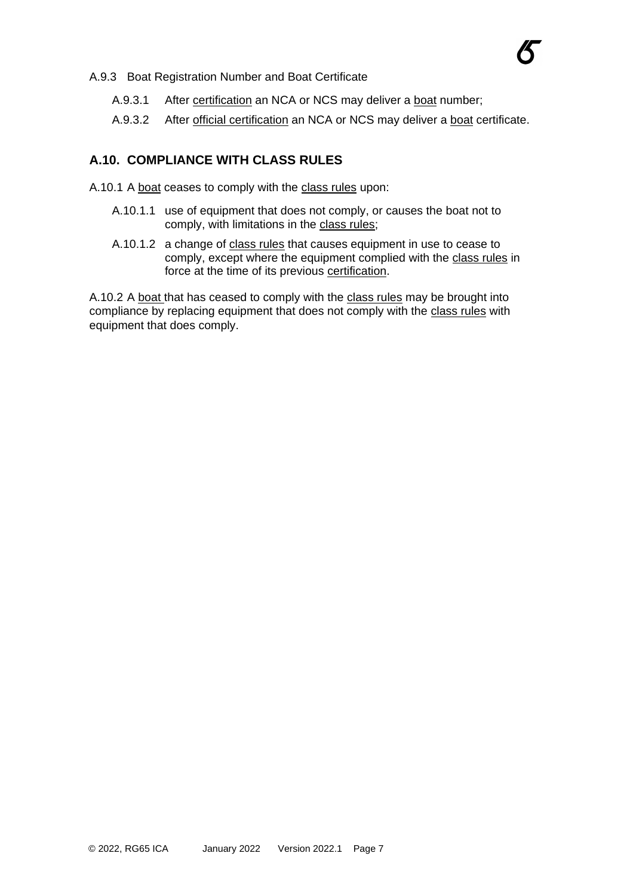A.9.3 Boat Registration Number and Boat Certificate

A.9.3.1 After certification an NCA or NCS may deliver a boat number;

A.9.3.2 After official certification an NCA or NCS may deliver a boat certificate.

## A.10. COMPLIANCE WITH CLASS RULES

A.10.1 A boat ceases to comply with the class rules upon:

A.10.1.1 use of equipment that does not comply, or causes the boat not to comply, with limitations in the class rules;

A.10.1.2 a change of class rules that causes equipment in use to cease to comply, except where the equipment complied with the class rules in force at the time of its previous certification.

A.10.2 A boat that has ceased to comply with the class rules may be brought into compliance by replacing equipment that does not comply with the class rules with equipment that does comply.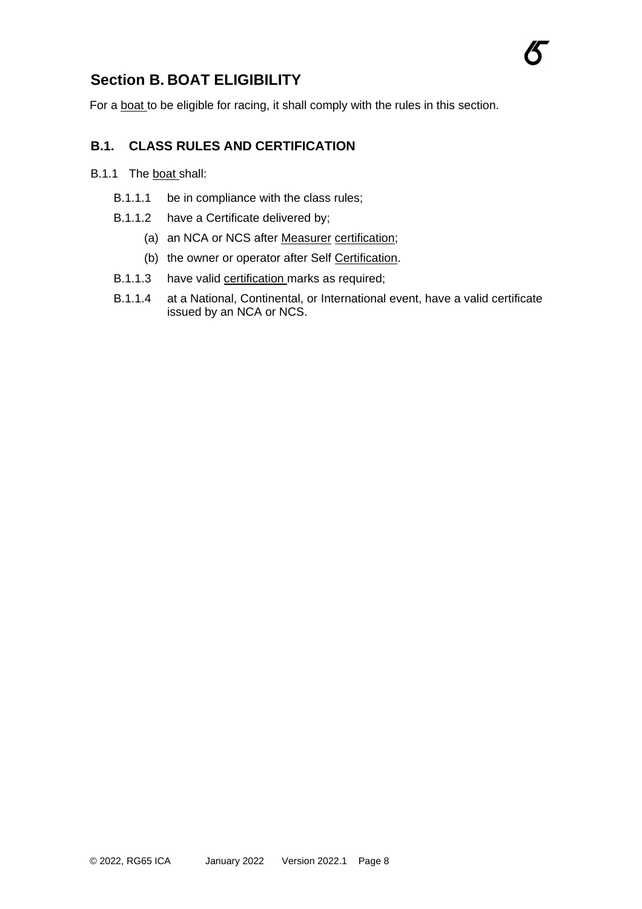# Section B. BOAT ELIGIBILITY

For a boat to be eligible for racing, it shall comply with the rules in this section.

## B.1. CLASS RULES AND CERTIFICATION

B.1.1 The boat shall:

- B.1.1.1 be in compliance with the class rules;
- B.1.1.2 have a Certificate delivered by;
  - (a) an NCA or NCS after Measurer certification;
  - (b) the owner or operator after Self Certification.
- B.1.1.3 have valid certification marks as required;
- B.1.1.4 at a National, Continental, or International event, have a valid certificate issued by an NCA or NCS.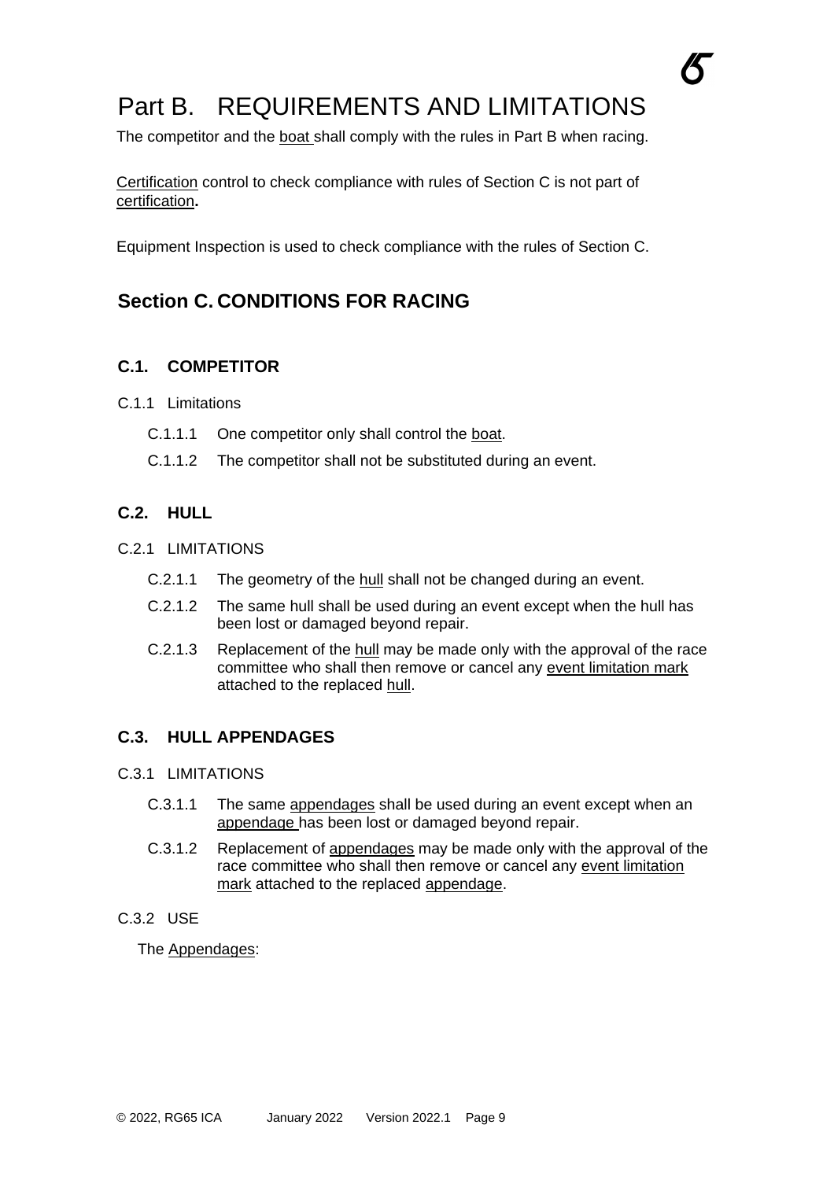# Part B. REQUIREMENTS AND LIMITATIONS

The competitor and the boat shall comply with the rules in Part B when racing.

Certification control to check compliance with rules of Section C is not part of certification**.**

Equipment Inspection is used to check compliance with the rules of Section C.

## Section C. CONDITIONS FOR RACING

### C.1. COMPETITOR

C.1.1 Limitations

C.1.1.1 One competitor only shall control the boat.

C.1.1.2 The competitor shall not be substituted during an event.

### C.2. HULL

C.2.1 LIMITATIONS

C.2.1.1 The geometry of the hull shall not be changed during an event.

C.2.1.2 The same hull shall be used during an event except when the hull has been lost or damaged beyond repair.

C.2.1.3 Replacement of the hull may be made only with the approval of the race committee who shall then remove or cancel any event limitation mark attached to the replaced hull.

### C.3. HULL APPENDAGES

C.3.1 LIMITATIONS

C.3.1.1 The same appendages shall be used during an event except when an appendage has been lost or damaged beyond repair.

C.3.1.2 Replacement of appendages may be made only with the approval of the race committee who shall then remove or cancel any event limitation mark attached to the replaced appendage.

C.3.2 USE

The Appendages: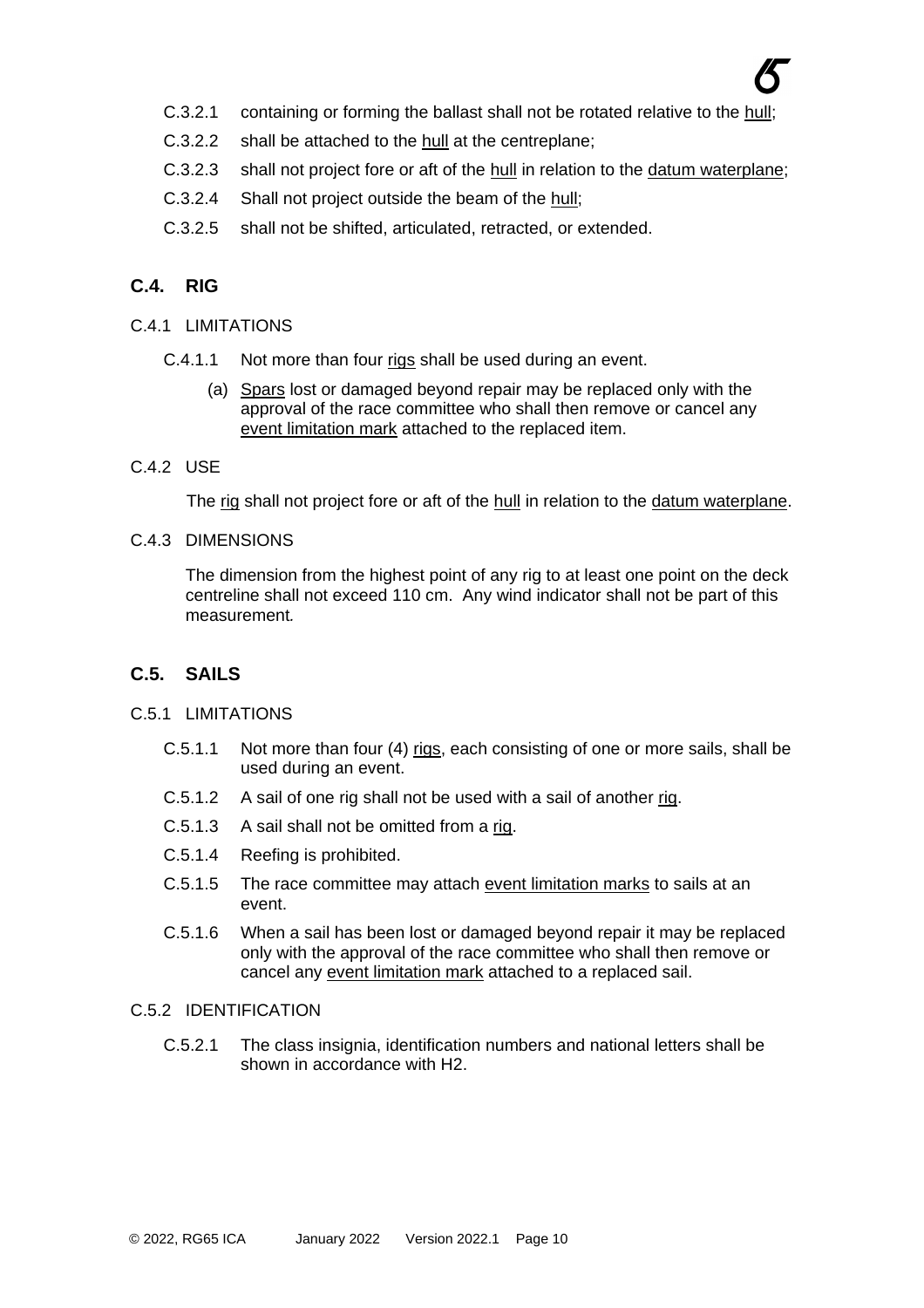C.3.2.1 containing or forming the ballast shall not be rotated relative to the hull;

C.3.2.2 shall be attached to the hull at the centreplane;

C.3.2.3 shall not project fore or aft of the hull in relation to the datum waterplane;

C.3.2.4 Shall not project outside the beam of the hull;

C.3.2.5 shall not be shifted, articulated, retracted, or extended.

## C.4. RIG

### C.4.1 LIMITATIONS

C.4.1.1 Not more than four rigs shall be used during an event.

(a) Spars lost or damaged beyond repair may be replaced only with the approval of the race committee who shall then remove or cancel any event limitation mark attached to the replaced item.

### C.4.2 USE

The rig shall not project fore or aft of the hull in relation to the datum waterplane.

### C.4.3 DIMENSIONS

The dimension from the highest point of any rig to at least one point on the deck centreline shall not exceed 110 cm. Any wind indicator shall not be part of this measurement.

## C.5. SAILS

### C.5.1 LIMITATIONS

C.5.1.1 Not more than four (4) rigs, each consisting of one or more sails, shall be used during an event.

C.5.1.2 A sail of one rig shall not be used with a sail of another rig.

C.5.1.3 A sail shall not be omitted from a rig.

C.5.1.4 Reefing is prohibited.

C.5.1.5 The race committee may attach event limitation marks to sails at an event.

C.5.1.6 When a sail has been lost or damaged beyond repair it may be replaced only with the approval of the race committee who shall then remove or cancel any event limitation mark attached to a replaced sail.

### C.5.2 IDENTIFICATION

C.5.2.1 The class insignia, identification numbers and national letters shall be shown in accordance with H2.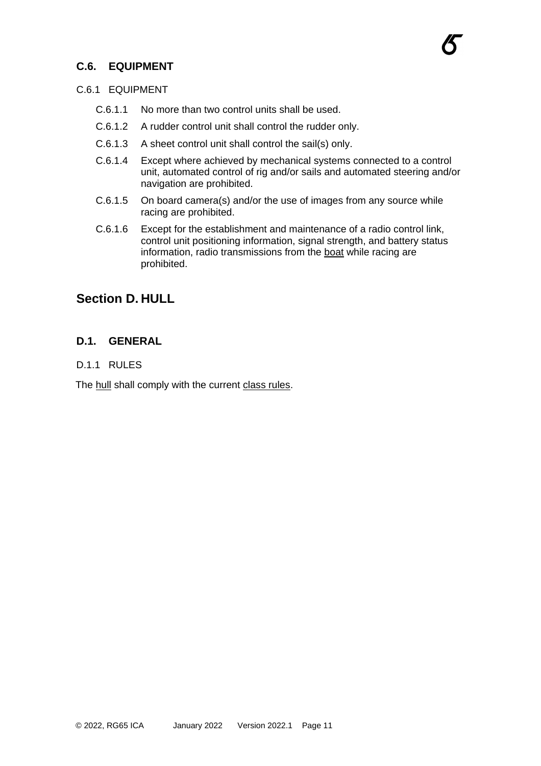## C.6. EQUIPMENT

C.6.1 EQUIPMENT

C.6.1.1 No more than two control units shall be used.

C.6.1.2 A rudder control unit shall control the rudder only.

C.6.1.3 A sheet control unit shall control the sail(s) only.

C.6.1.4 Except where achieved by mechanical systems connected to a control unit, automated control of rig and/or sails and automated steering and/or navigation are prohibited.

C.6.1.5 On board camera(s) and/or the use of images from any source while racing are prohibited.

C.6.1.6 Except for the establishment and maintenance of a radio control link, control unit positioning information, signal strength, and battery status information, radio transmissions from the boat while racing are prohibited.

# Section D. HULL

## D.1. GENERAL

D.1.1 RULES

The hull shall comply with the current class rules.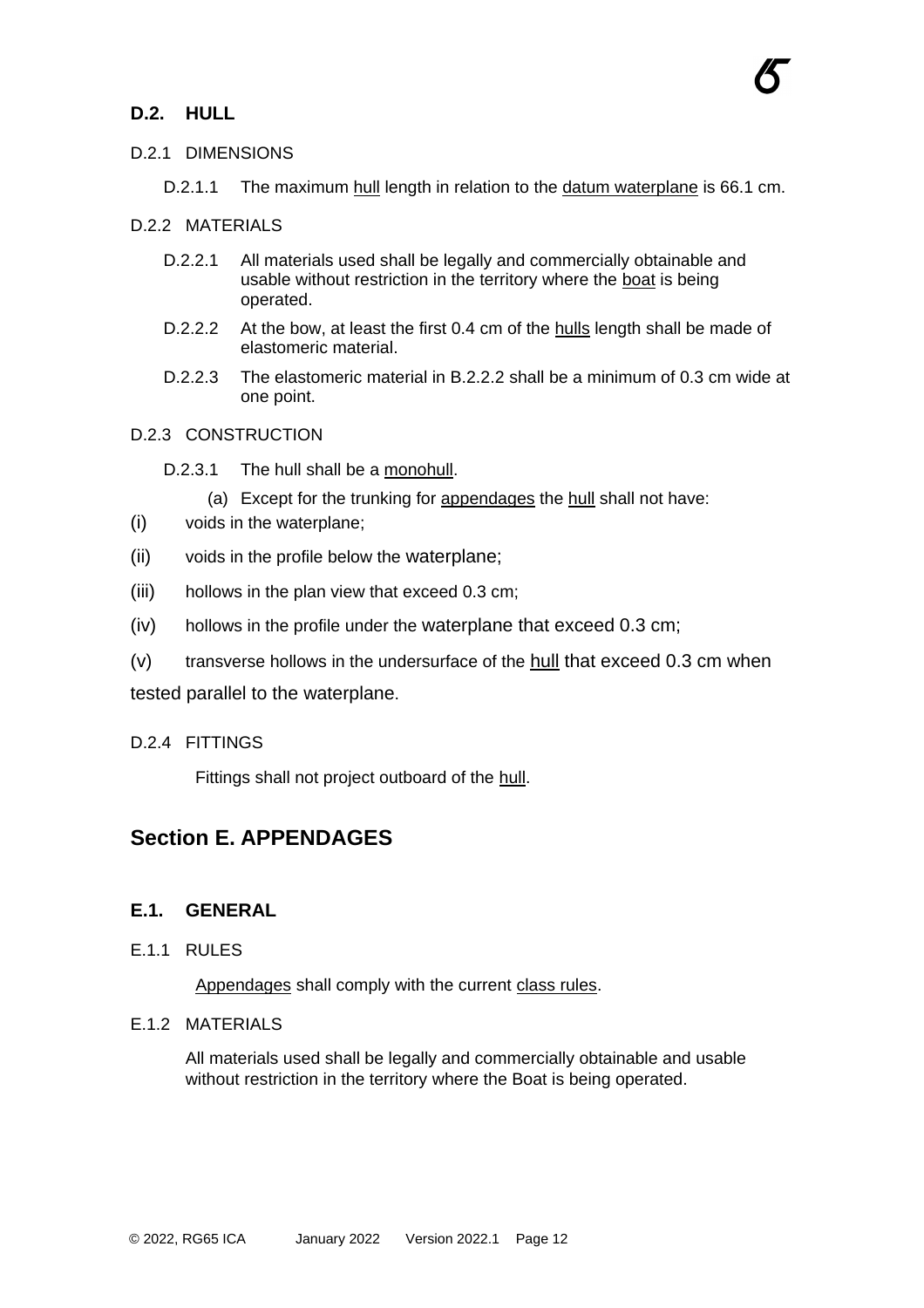### D.2. HULL

D.2.1 DIMENSIONS

D.2.1.1 The maximum hull length in relation to the datum waterplane is 66.1 cm.

D.2.2 MATERIALS

D.2.2.1 All materials used shall be legally and commercially obtainable and usable without restriction in the territory where the boat is being operated.

D.2.2.2 At the bow, at least the first 0.4 cm of the hulls length shall be made of elastomeric material.

D.2.2.3 The elastomeric material in B.2.2.2 shall be a minimum of 0.3 cm wide at one point.

D.2.3 CONSTRUCTION

D.2.3.1 The hull shall be a monohull.

(a) Except for the trunking for appendages the hull shall not have:

(i) voids in the waterplane;

(ii) voids in the profile below the waterplane;

(iii) hollows in the plan view that exceed 0.3 cm;

(iv) hollows in the profile under the waterplane that exceed 0.3 cm;

(v) transverse hollows in the undersurface of the hull that exceed 0.3 cm when tested parallel to the waterplane.

D.2.4 FITTINGS

Fittings shall not project outboard of the hull.

## Section E. APPENDAGES

### E.1. GENERAL

E.1.1 RULES

Appendages shall comply with the current class rules.

E.1.2 MATERIALS

All materials used shall be legally and commercially obtainable and usable without restriction in the territory where the Boat is being operated.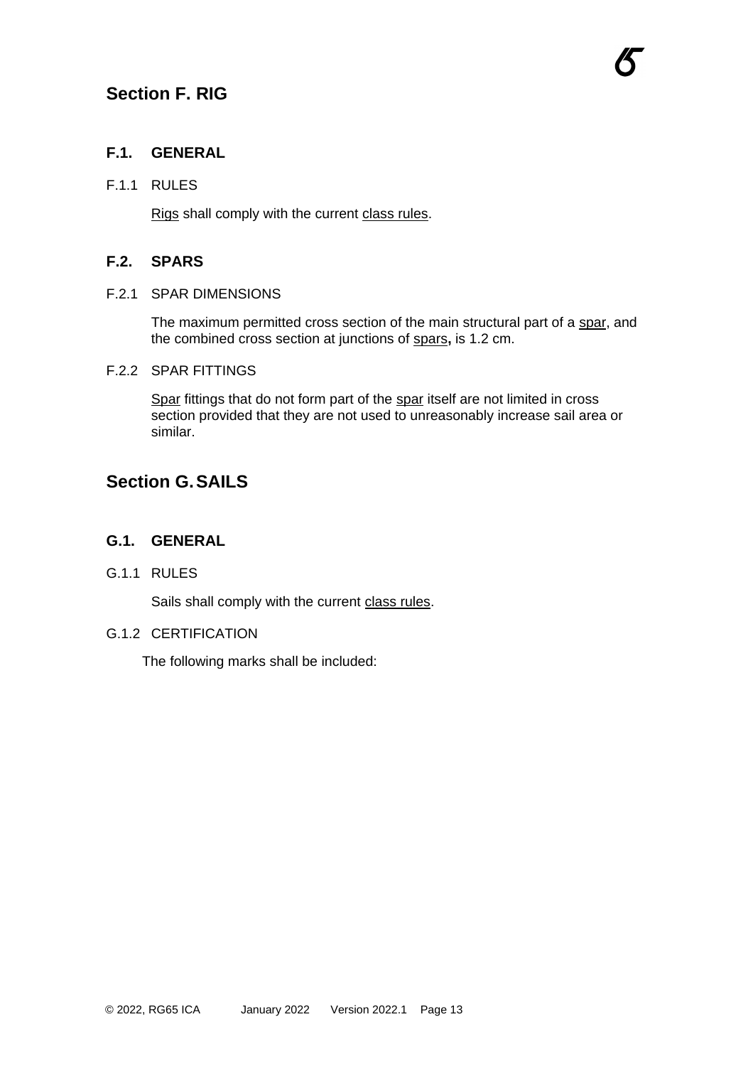# Section F. RIG

## F.1. GENERAL

### F.1.1 RULES

Rigs shall comply with the current class rules.

## F.2. SPARS

### F.2.1 SPAR DIMENSIONS

The maximum permitted cross section of the main structural part of a spar, and the combined cross section at junctions of spars**,** is 1.2 cm.

### F.2.2 SPAR FITTINGS

Spar fittings that do not form part of the spar itself are not limited in cross section provided that they are not used to unreasonably increase sail area or similar.

# Section G. SAILS

## G.1. GENERAL

### G.1.1 RULES

Sails shall comply with the current class rules.

### G.1.2 CERTIFICATION

The following marks shall be included: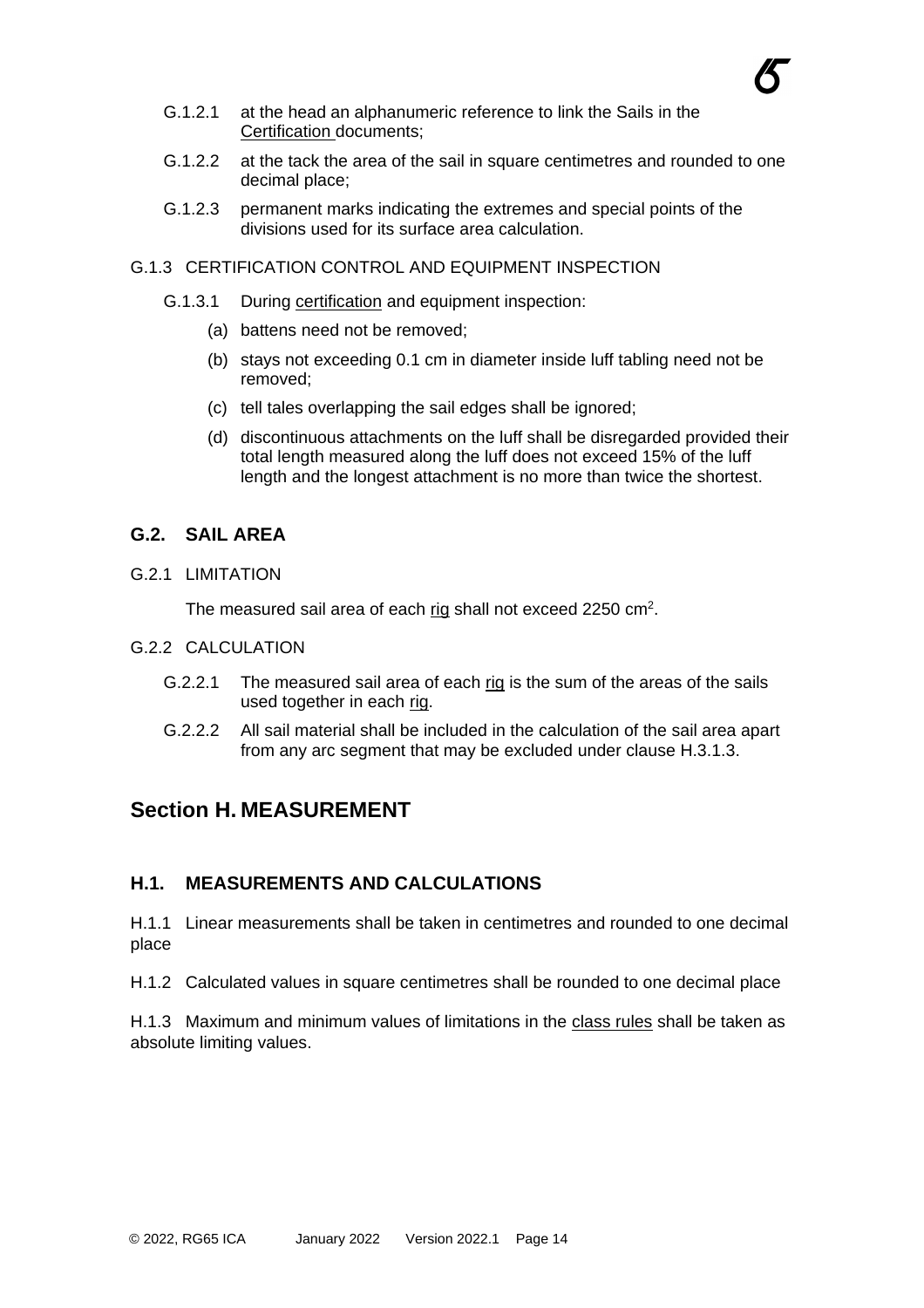G.1.2.1 at the head an alphanumeric reference to link the Sails in the Certification documents;

G.1.2.2 at the tack the area of the sail in square centimetres and rounded to one decimal place;

G.1.2.3 permanent marks indicating the extremes and special points of the divisions used for its surface area calculation.

G.1.3 CERTIFICATION CONTROL AND EQUIPMENT INSPECTION

G.1.3.1 During certification and equipment inspection:

(a) battens need not be removed;

(b) stays not exceeding 0.1 cm in diameter inside luff tabling need not be removed;

(c) tell tales overlapping the sail edges shall be ignored;

(d) discontinuous attachments on the luff shall be disregarded provided their total length measured along the luff does not exceed 15% of the luff length and the longest attachment is no more than twice the shortest.

### G.2. SAIL AREA

G.2.1 LIMITATION

The measured sail area of each rig shall not exceed 2250 $cm^2$.

G.2.2 CALCULATION

G.2.2.1 The measured sail area of each rig is the sum of the areas of the sails used together in each rig.

G.2.2.2 All sail material shall be included in the calculation of the sail area apart from any arc segment that may be excluded under clause H.3.1.3.

## Section H. MEASUREMENT

### H.1. MEASUREMENTS AND CALCULATIONS

H.1.1 Linear measurements shall be taken in centimetres and rounded to one decimal place

H.1.2 Calculated values in square centimetres shall be rounded to one decimal place

H.1.3 Maximum and minimum values of limitations in the class rules shall be taken as absolute limiting values.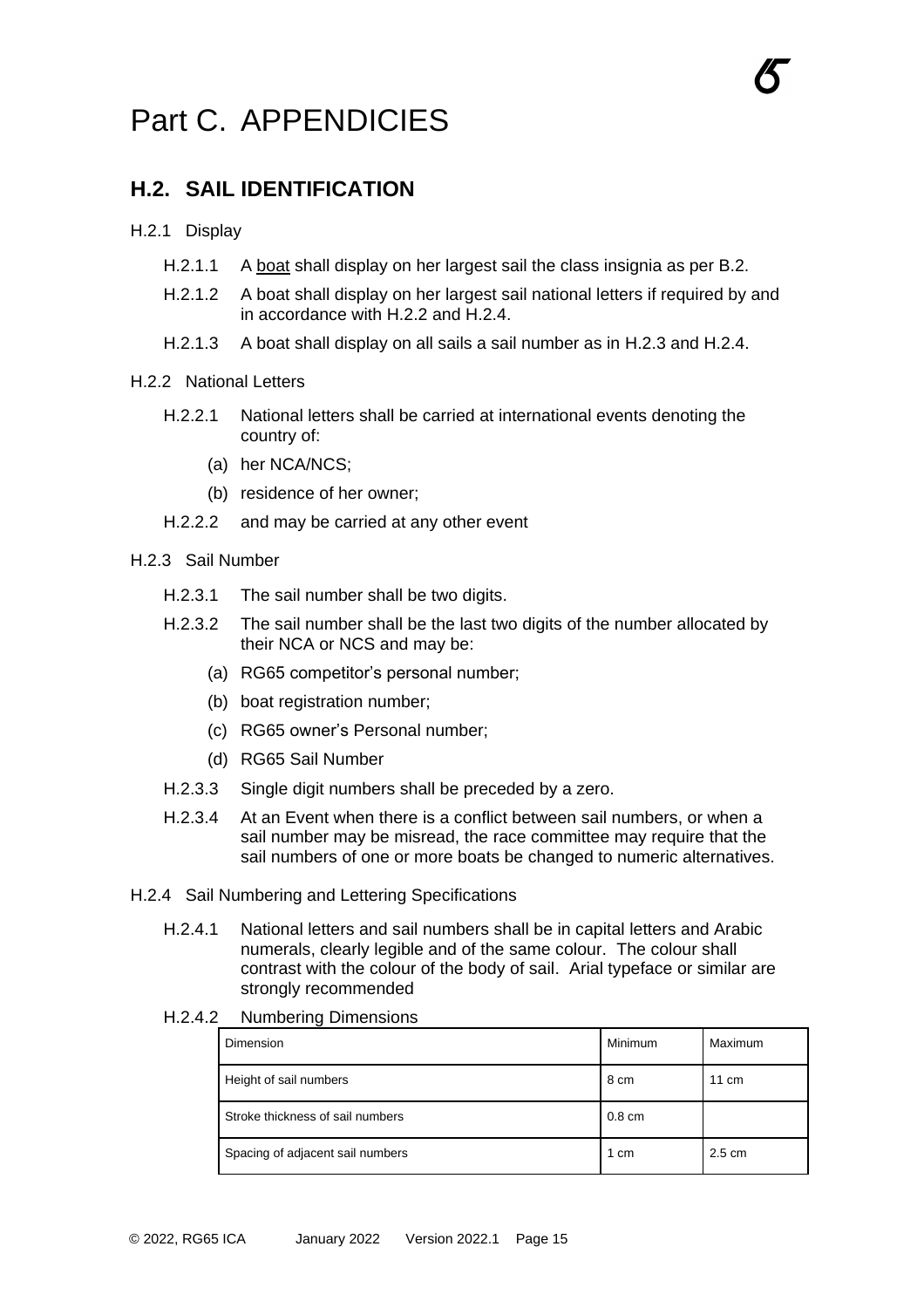# Part C. APPENDICIES

## H.2. SAIL IDENTIFICATION

H.2.1 Display

H.2.1.1 A boat shall display on her largest sail the class insignia as per B.2.

H.2.1.2 A boat shall display on her largest sail national letters if required by and in accordance with H.2.2 and H.2.4.

H.2.1.3 A boat shall display on all sails a sail number as in H.2.3 and H.2.4.

H.2.2 National Letters

H.2.2.1 National letters shall be carried at international events denoting the country of:

(a) her NCA/NCS;

(b) residence of her owner;

H.2.2.2 and may be carried at any other event

H.2.3 Sail Number

H.2.3.1 The sail number shall be two digits.

H.2.3.2 The sail number shall be the last two digits of the number allocated by their NCA or NCS and may be:

(a) RG65 competitor's personal number;

(b) boat registration number;

(c) RG65 owner's Personal number;

(d) RG65 Sail Number

H.2.3.3 Single digit numbers shall be preceded by a zero.

H.2.3.4 At an Event when there is a conflict between sail numbers, or when a sail number may be misread, the race committee may require that the sail numbers of one or more boats be changed to numeric alternatives.

H.2.4 Sail Numbering and Lettering Specifications

H.2.4.1 National letters and sail numbers shall be in capital letters and Arabic numerals, clearly legible and of the same colour. The colour shall contrast with the colour of the body of sail. Arial typeface or similar are strongly recommended

H.2.4.2 Numbering Dimensions

| Dimension | Minimum | Maximum |
|---|---|---|
| Height of sail numbers | 8 cm | 11 cm |
| Stroke thickness of sail numbers | 0.8 cm | |
| Spacing of adjacent sail numbers | 1 cm | 2.5 cm |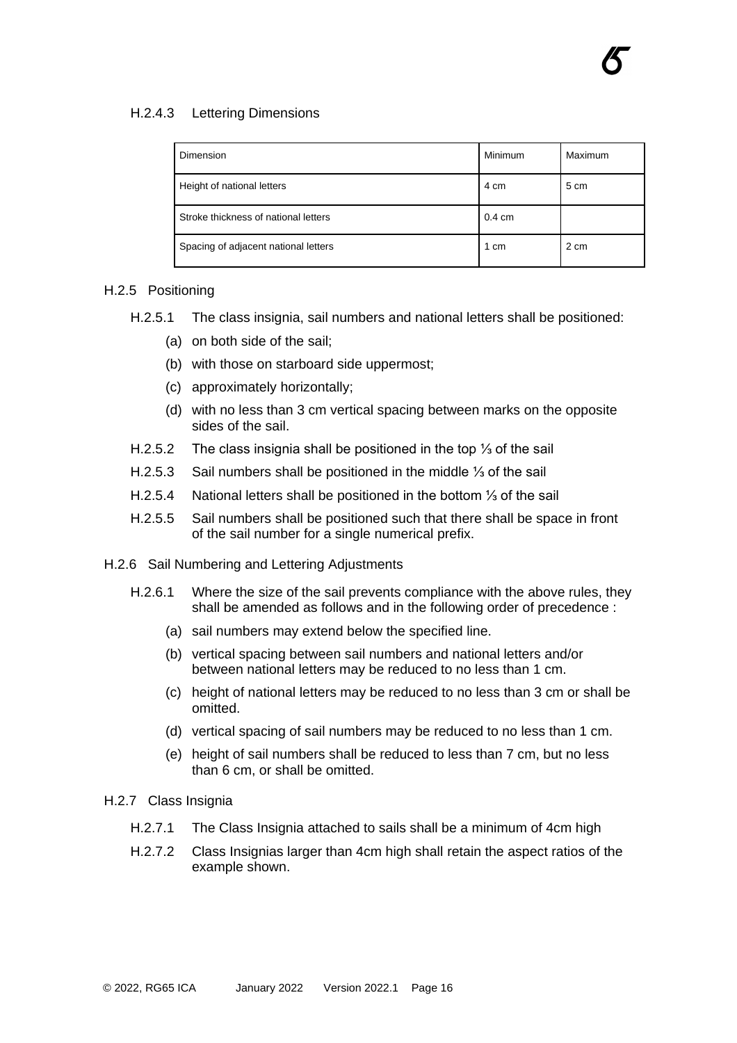#### H.2.4.3 Lettering Dimensions

| Dimension | Minimum | Maximum |
|---|---|---|
| Height of national letters | 4 cm | 5 cm |
| Stroke thickness of national letters | 0.4 cm | |
| Spacing of adjacent national letters | 1 cm | 2 cm |

### H.2.5 Positioning

H.2.5.1 The class insignia, sail numbers and national letters shall be positioned:

- (a) on both side of the sail;
- (b) with those on starboard side uppermost;
- (c) approximately horizontally;
- (d) with no less than 3 cm vertical spacing between marks on the opposite sides of the sail.

H.2.5.2 The class insignia shall be positioned in the top ⅓ of the sail

H.2.5.3 Sail numbers shall be positioned in the middle ⅓ of the sail

H.2.5.4 National letters shall be positioned in the bottom ⅓ of the sail

H.2.5.5 Sail numbers shall be positioned such that there shall be space in front of the sail number for a single numerical prefix.

### H.2.6 Sail Numbering and Lettering Adjustments

H.2.6.1 Where the size of the sail prevents compliance with the above rules, they shall be amended as follows and in the following order of precedence :

- (a) sail numbers may extend below the specified line.
- (b) vertical spacing between sail numbers and national letters and/or between national letters may be reduced to no less than 1 cm.
- (c) height of national letters may be reduced to no less than 3 cm or shall be omitted.
- (d) vertical spacing of sail numbers may be reduced to no less than 1 cm.
- (e) height of sail numbers shall be reduced to less than 7 cm, but no less than 6 cm, or shall be omitted.

### H.2.7 Class Insignia

H.2.7.1 The Class Insignia attached to sails shall be a minimum of 4cm high

H.2.7.2 Class Insignias larger than 4cm high shall retain the aspect ratios of the example shown.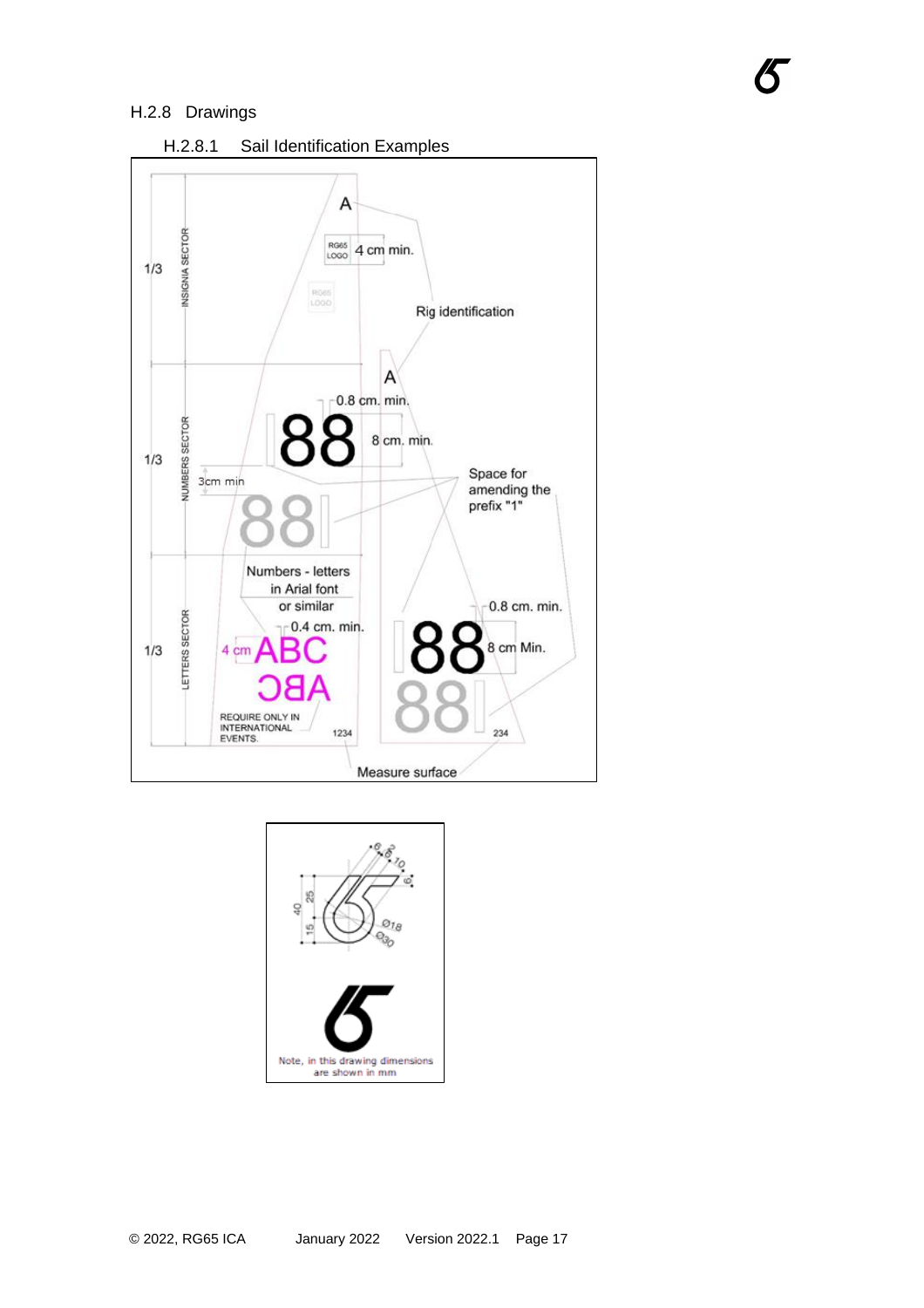## H.2.8 Drawings

### H.2.8.1 Sail Identification Examples

A

RG65 LOGO 4 cm min.

RG65 LOGO

Rig identification

1/3 INSIGNIA SECTOR

A

0.8 cm. min.

88 8 cm. min.

1/3 NUMBERS SECTOR

3cm min

Space for amending the prefix "1"

88

Numbers - letters in Arial font or similar

0.4 cm. min.

0.8 cm. min.

4 cm ABC

88 8 cm Min.

1/3 LETTERS SECTOR

ƆBA

88

REQUIRE ONLY IN INTERNATIONAL EVENTS.

1234

234

Measure surface

6 8 2 10 6

40 25 15

Ø18 Ø30

Note, in this drawing dimensions are shown in mm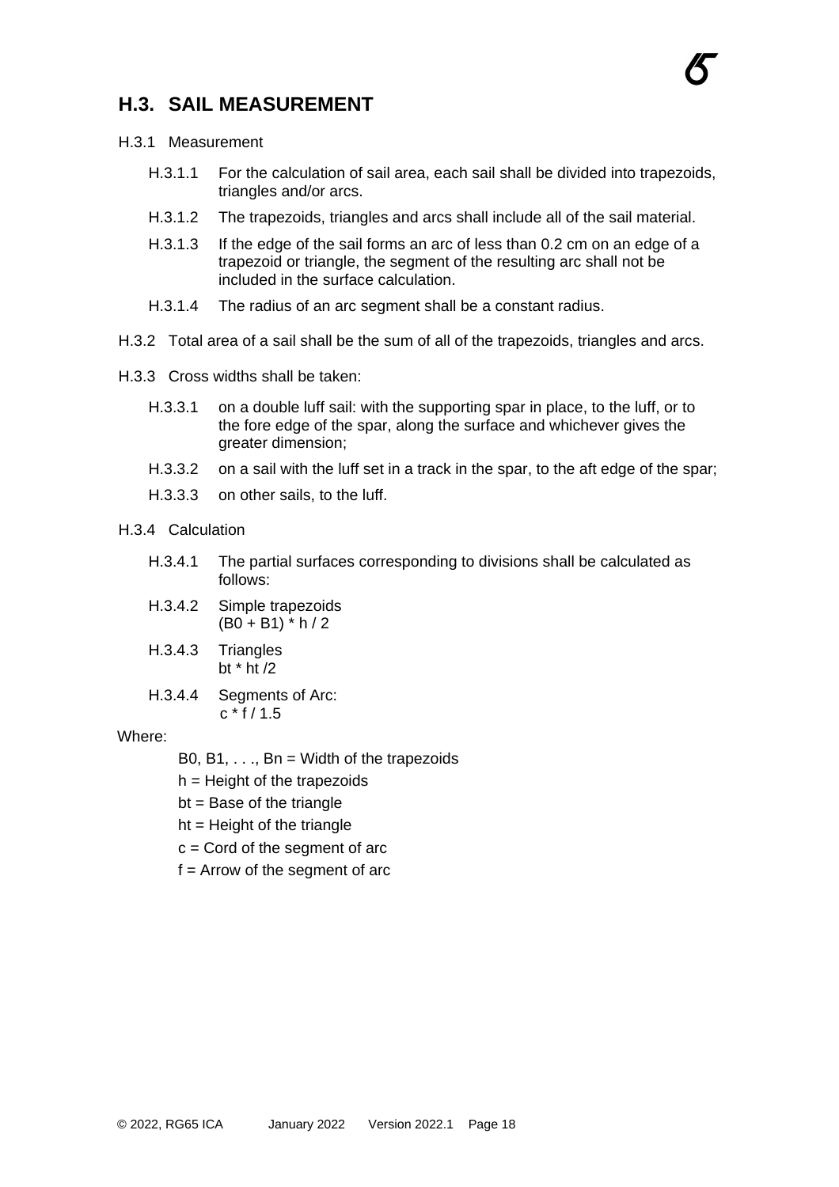## H.3. SAIL MEASUREMENT

H.3.1 Measurement

- H.3.1.1 For the calculation of sail area, each sail shall be divided into trapezoids, triangles and/or arcs.
- H.3.1.2 The trapezoids, triangles and arcs shall include all of the sail material.
- H.3.1.3 If the edge of the sail forms an arc of less than 0.2 cm on an edge of a trapezoid or triangle, the segment of the resulting arc shall not be included in the surface calculation.
- H.3.1.4 The radius of an arc segment shall be a constant radius.

H.3.2 Total area of a sail shall be the sum of all of the trapezoids, triangles and arcs.

H.3.3 Cross widths shall be taken:

- H.3.3.1 on a double luff sail: with the supporting spar in place, to the luff, or to the fore edge of the spar, along the surface and whichever gives the greater dimension;
- H.3.3.2 on a sail with the luff set in a track in the spar, to the aft edge of the spar;
- H.3.3.3 on other sails, to the luff.

H.3.4 Calculation

- H.3.4.1 The partial surfaces corresponding to divisions shall be calculated as follows:
- H.3.4.2 Simple trapezoids
  $(B0 + B1) * h / 2$
- H.3.4.3 Triangles
  $bt * ht / 2$
- H.3.4.4 Segments of Arc:
  $c * f / 1.5$

Where:

B0, B1, . . ., Bn = Width of the trapezoids

h = Height of the trapezoids

bt = Base of the triangle

ht = Height of the triangle

c = Cord of the segment of arc

f = Arrow of the segment of arc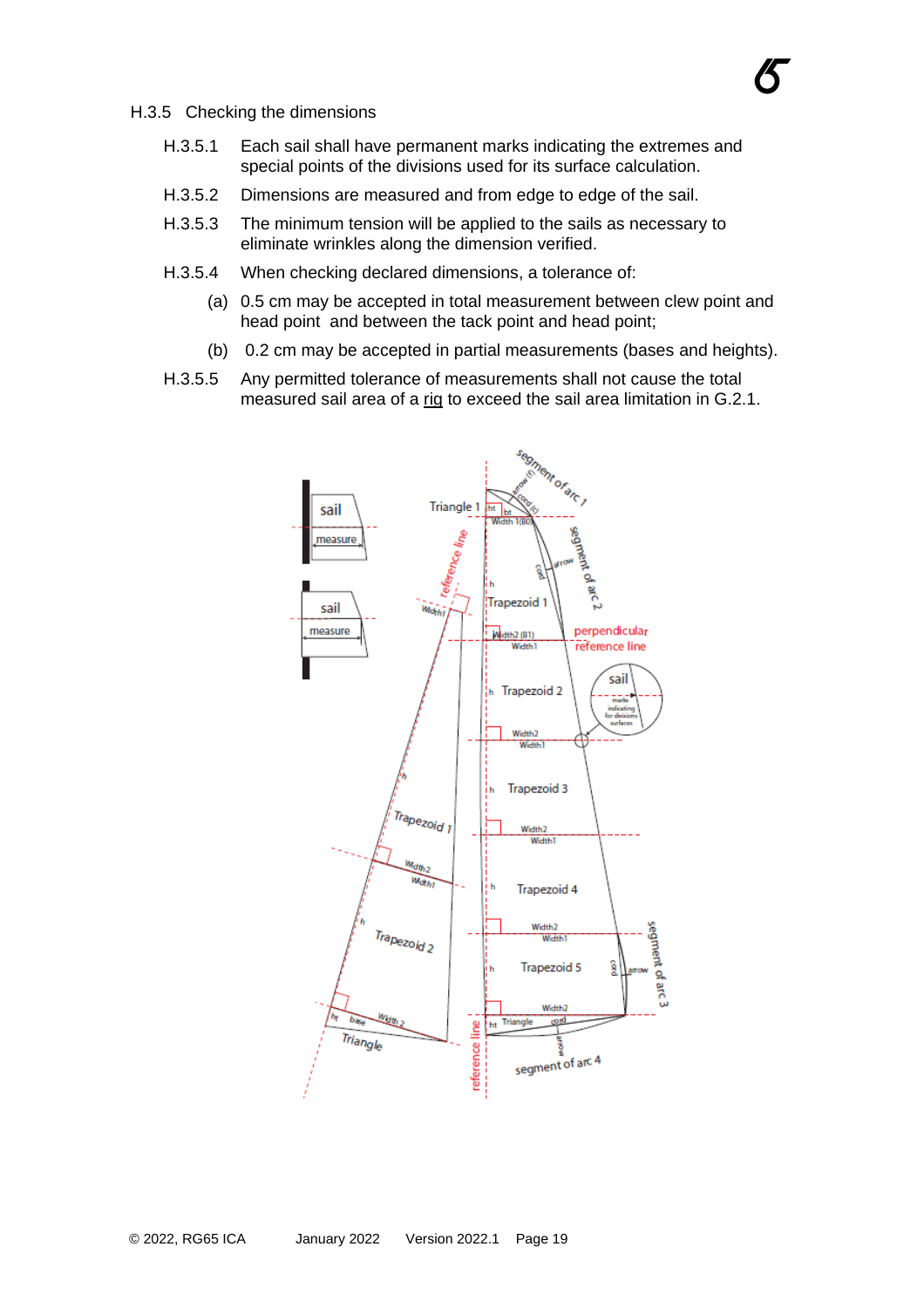### H.3.5 Checking the dimensions

H.3.5.1 Each sail shall have permanent marks indicating the extremes and special points of the divisions used for its surface calculation.

H.3.5.2 Dimensions are measured and from edge to edge of the sail.

H.3.5.3 The minimum tension will be applied to the sails as necessary to eliminate wrinkles along the dimension verified.

H.3.5.4 When checking declared dimensions, a tolerance of:

(a) 0.5 cm may be accepted in total measurement between clew point and head point and between the tack point and head point;

(b) 0.2 cm may be accepted in partial measurements (bases and heights).

H.3.5.5 Any permitted tolerance of measurements shall not cause the total measured sail area of a <u>rig</u> to exceed the sail area limitation in G.2.1.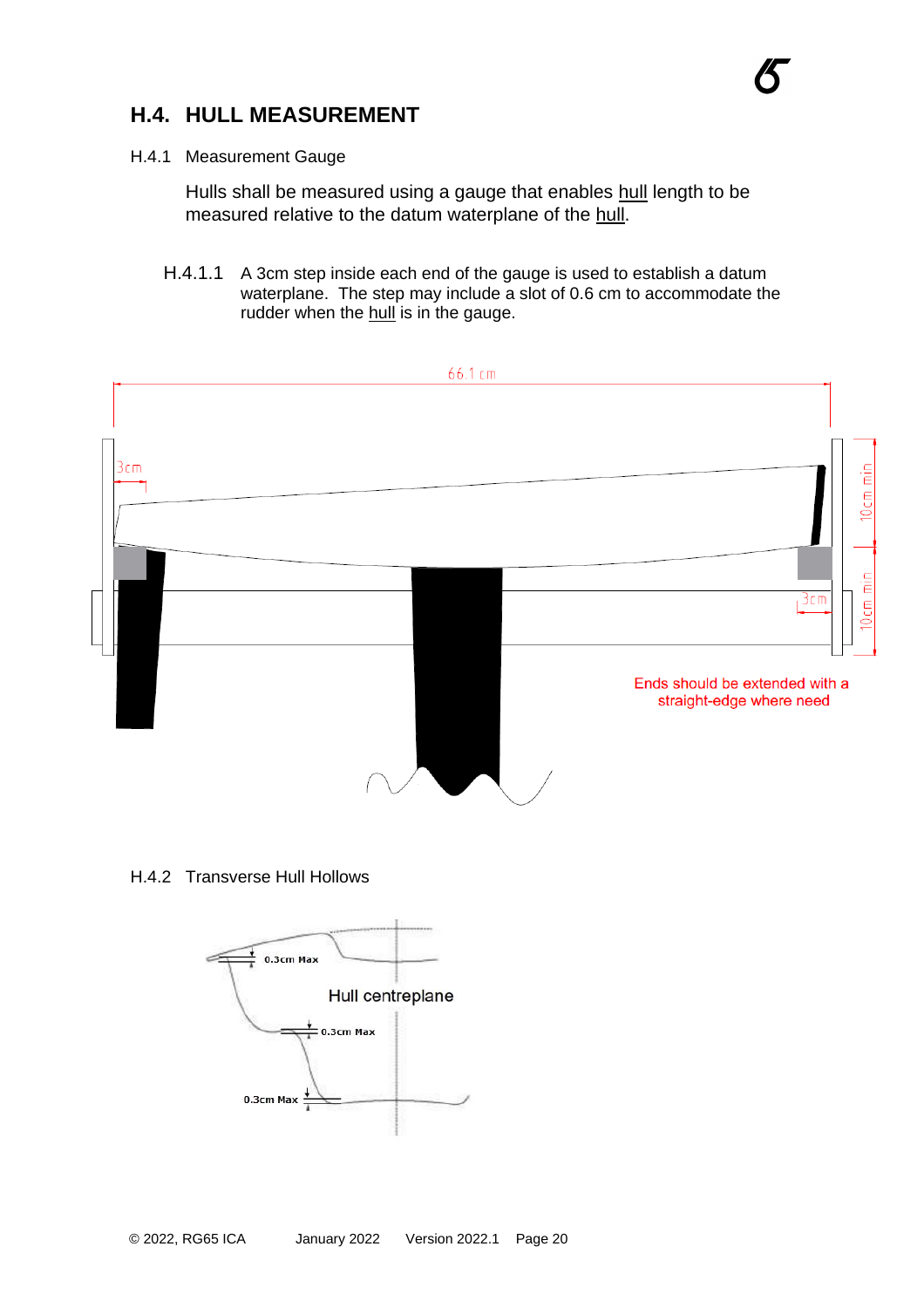## H.4. HULL MEASUREMENT

H.4.1 Measurement Gauge

Hulls shall be measured using a gauge that enables hull length to be measured relative to the datum waterplane of the hull.

H.4.1.1 A 3cm step inside each end of the gauge is used to establish a datum waterplane. The step may include a slot of 0.6 cm to accommodate the rudder when the hull is in the gauge.

66.1 cm

3cm

3cm

10cm min

10cm min

Ends should be extended with a straight-edge where need

H.4.2 Transverse Hull Hollows

0.3cm Max

Hull centreplane

0.3cm Max

0.3cm Max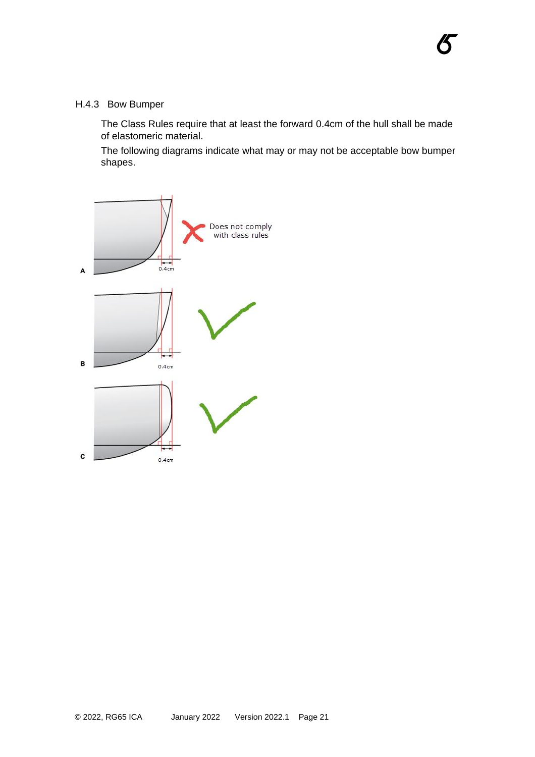### H.4.3 Bow Bumper

The Class Rules require that at least the forward 0.4cm of the hull shall be made of elastomeric material.

The following diagrams indicate what may or may not be acceptable bow bumper shapes.

A — 0.4cm — Does not comply with class rules

B — 0.4cm

C — 0.4cm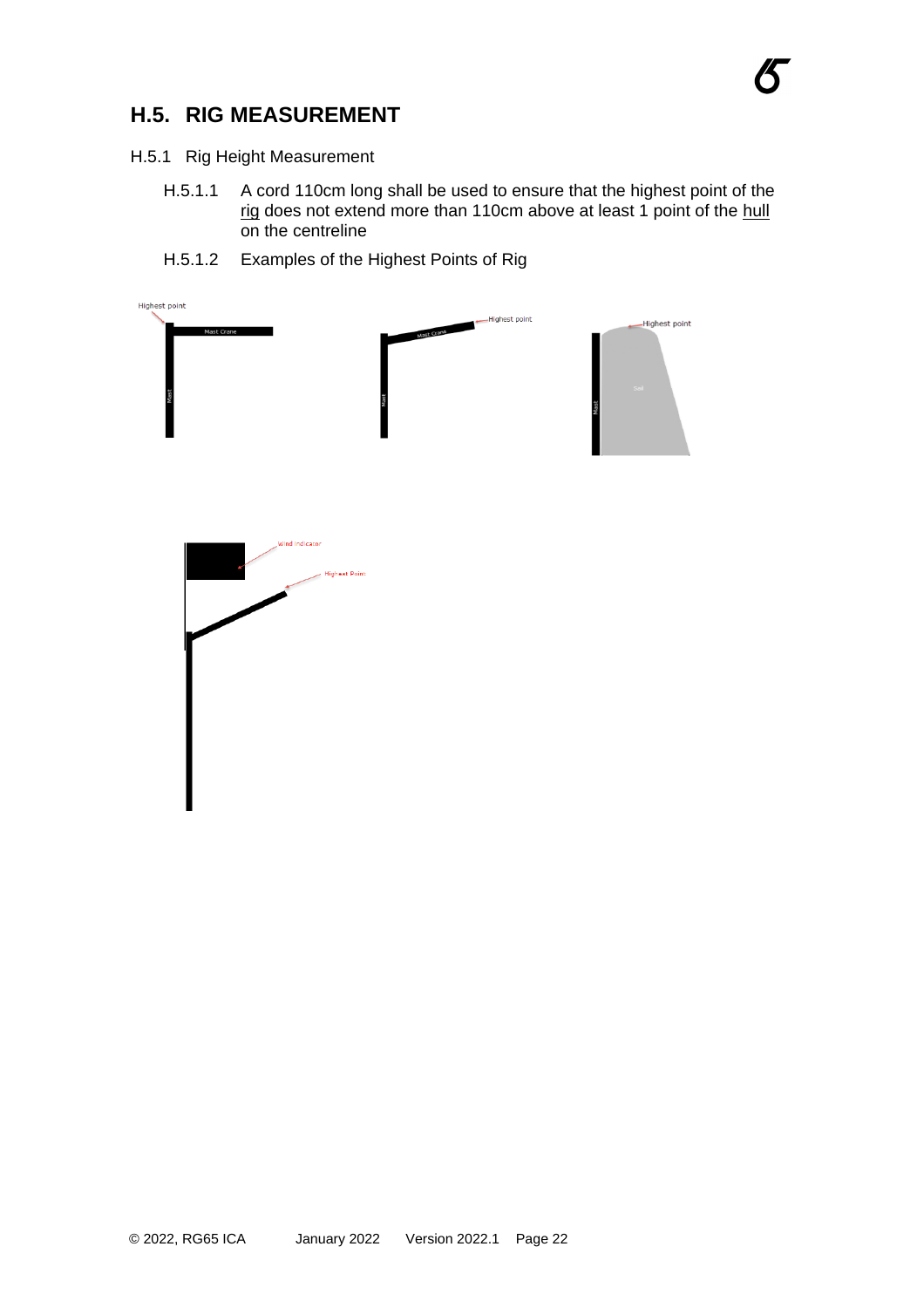## H.5. RIG MEASUREMENT

H.5.1 Rig Height Measurement

H.5.1.1 A cord 110cm long shall be used to ensure that the highest point of the rig does not extend more than 110cm above at least 1 point of the hull on the centreline

H.5.1.2 Examples of the Highest Points of Rig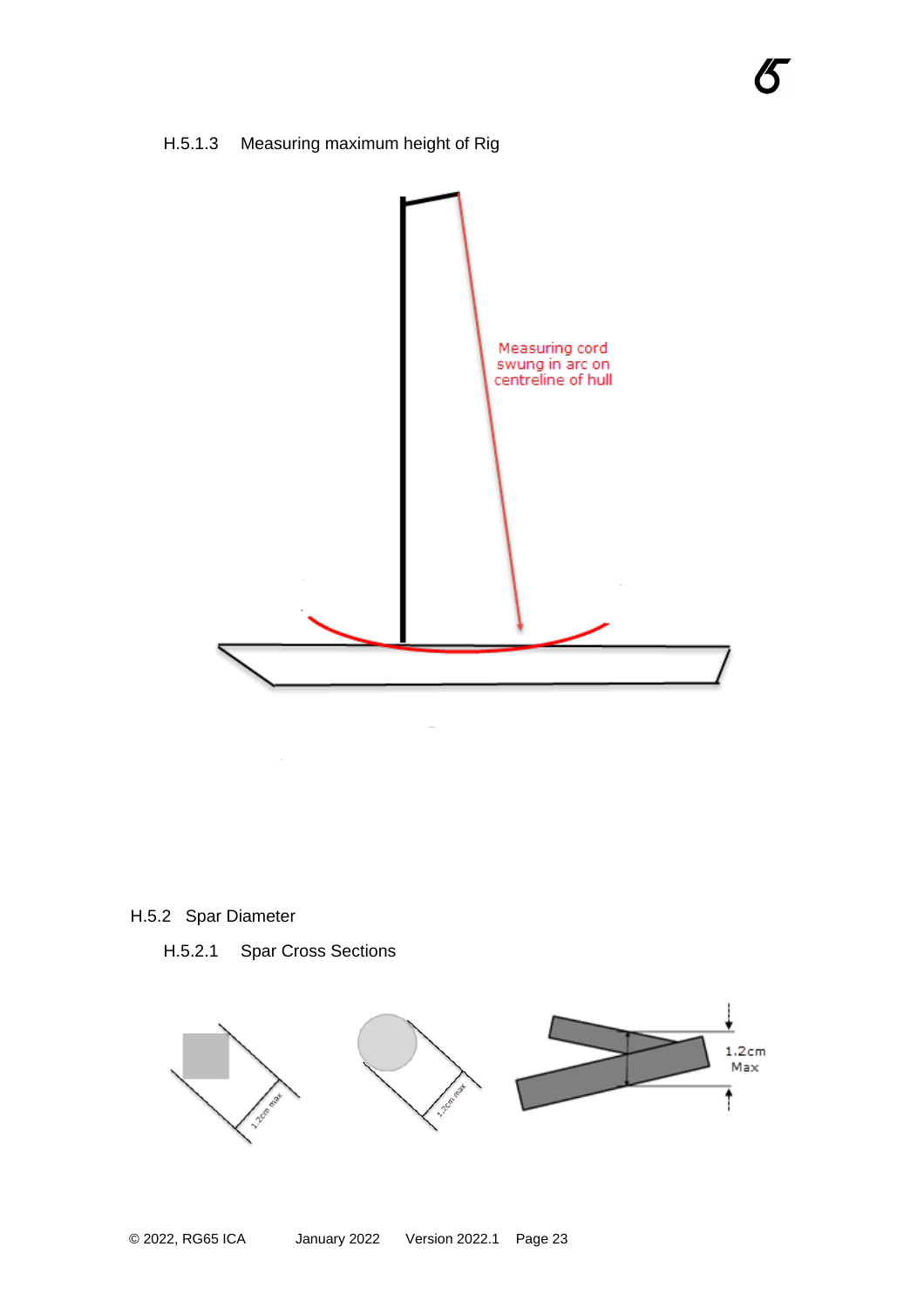H.5.1.3 Measuring maximum height of Rig

Measuring cord swung in arc on centreline of hull

H.5.2 Spar Diameter

H.5.2.1 Spar Cross Sections

1.2cm max

1.2cm max

1.2cm Max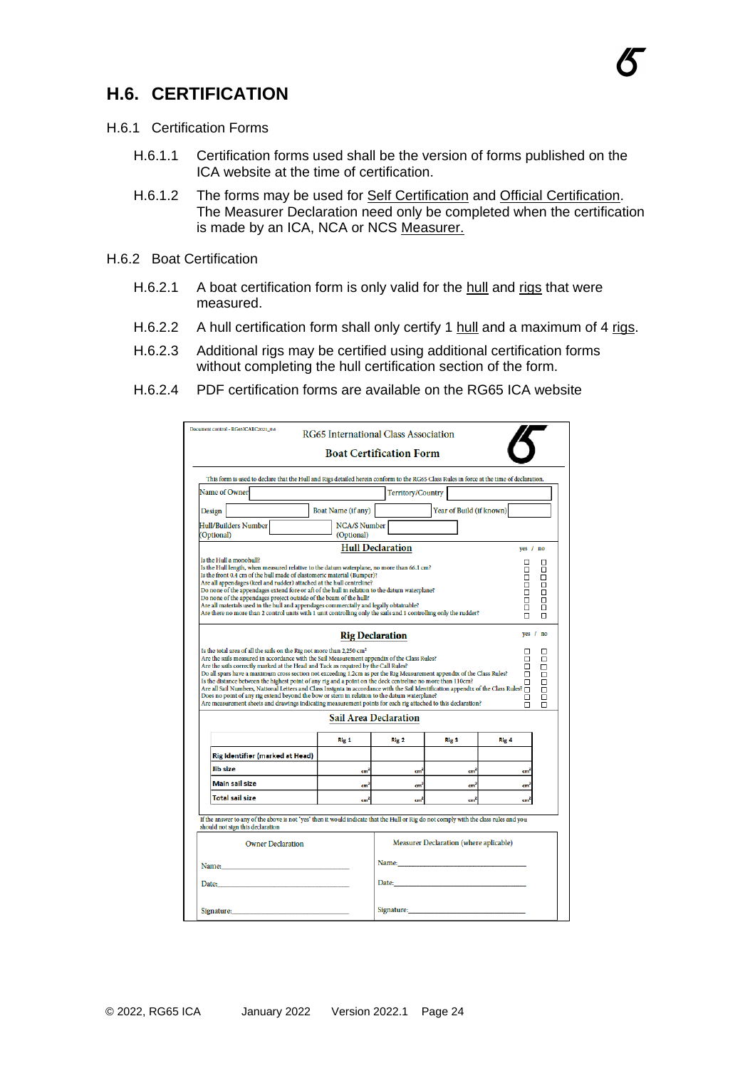## H.6. CERTIFICATION

### H.6.1 Certification Forms

H.6.1.1 Certification forms used shall be the version of forms published on the ICA website at the time of certification.

H.6.1.2 The forms may be used for Self Certification and Official Certification. The Measurer Declaration need only be completed when the certification is made by an ICA, NCA or NCS Measurer.

### H.6.2 Boat Certification

H.6.2.1 A boat certification form is only valid for the hull and rigs that were measured.

H.6.2.2 A hull certification form shall only certify 1 hull and a maximum of 4 rigs.

H.6.2.3 Additional rigs may be certified using additional certification forms without completing the hull certification section of the form.

H.6.2.4 PDF certification forms are available on the RG65 ICA website

Document control - RG65ICABC2021_0.6

RG65 International Class Association

**Boat Certification Form**

This form is used to declare that the Hull and Rigs detailed herein conform to the RG65 Class Rules in force at the time of declaration.

Name of Owner ______ Territory/Country ______

Design ______ Boat Name (if any) ______ Year of Build (if known) ______

Hull/Builders Number (Optional) ______ NCA/S Number (Optional) ______

**Hull Declaration**

| | yes | no |
|---|---|---|
| Is the Hull a monohull? | ☐ | ☐ |
| Is the Hull length, when measured relative to the datum waterplane, no more than 66.1 cm? | ☐ | ☐ |
| Is the front 0.4 cm of the hull made of elastomeric material (Bumper)? | ☐ | ☐ |
| Are all appendages (keel and rudder) attached at the hull centreline? | ☐ | ☐ |
| Do none of the appendages extend fore or aft of the hull in relation to the datum waterplane? | ☐ | ☐ |
| Do none of the appendages project outside of the beam of the hull? | ☐ | ☐ |
| Are all materials used in the hull and appendages commercially and legally obtainable? | ☐ | ☐ |
| Are there no more than 2 control units with 1 unit controlling only the sails and 1 controlling only the rudder? | ☐ | ☐ |

**Rig Declaration**

| | yes | no |
|---|---|---|
| Is the total area of all the sails on the Rig not more than 2,250 cm²? | ☐ | ☐ |
| Are the sails measured in accordance with the Sail Measurement appendix of the Class Rules? | ☐ | ☐ |
| Are the sails correctly marked at the Head and Tack as required by the Call Rules? | ☐ | ☐ |
| Do all spars have a maximum cross section not exceeding 1.2cm as per the Rig Measurement appendix of the Class Rules? | ☐ | ☐ |
| Is the distance between the highest point of any rig and a point on the deck centreline no more than 110cm? | ☐ | ☐ |
| Are all Sail Numbers, National Letters and Class Insignia in accordance with the Sail Identification appendix of the Class Rules? | ☐ | ☐ |
| Does no point of any rig extend beyond the bow or stern in relation to the datum waterplane? | ☐ | ☐ |
| Are measurement sheets and drawings indicating measurement points for each rig attached to this declaration? | ☐ | ☐ |

**Sail Area Declaration**

| | Rig 1 | Rig 2 | Rig 3 | Rig 4 |
|---|---|---|---|---|
| Rig Identifier (marked at Head) | | | | |
| Jib size | cm² | cm² | cm² | cm² |
| Main sail size | cm² | cm² | cm² | cm² |
| Total sail size | cm² | cm² | cm² | cm² |

If the answer to any of the above is not 'yes' then it would indicate that the Hull or Rig do not comply with the class rules and you should not sign this declaration

| Owner Declaration | Measurer Declaration (where aplicable) |
|---|---|
| Name:______ | Name:______ |
| Date:______ | Date:______ |
| Signature:______ | Signature:______ |